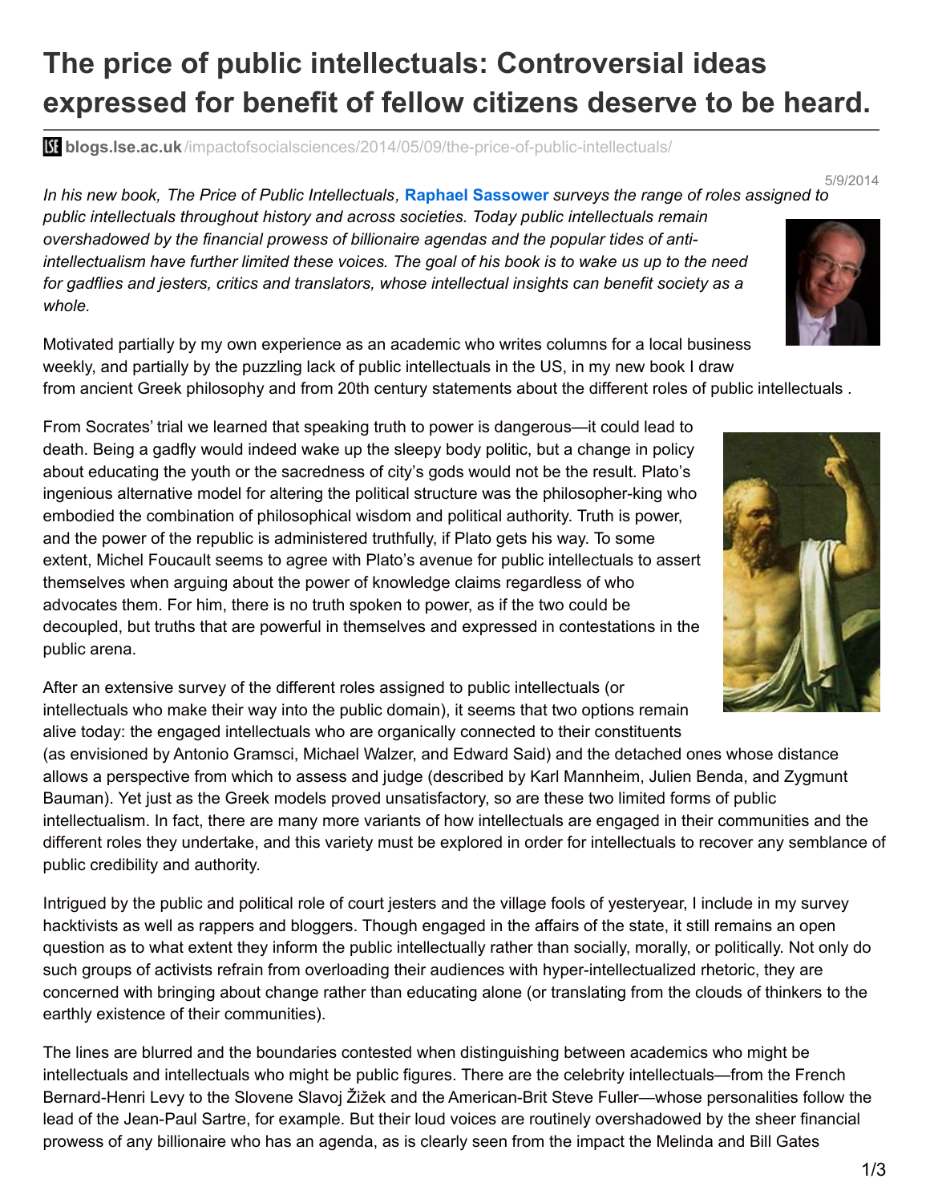# The price of public intellectuals: Controversial ideas expressed for benefit of fellow citizens deserve to be heard.

**blogs.lse.ac.uk**/impactofsocialsciences/2014/05/09/the-price-of-public-intellectuals/

5/9/2014

*In his new book, The Price of Public Intellectuals,* **Raphael Sassower** *surveys the range of roles assigned to public intellectuals throughout history and across societies. Today public intellectuals remain overshadowed by the financial prowess of billionaire agendas and the popular tides of anti-intellectualism have further limited these voices. The goal of his book is to wake us up to the need for gadflies and jesters, critics and translators, whose intellectual insights can benefit society as a whole.*

Motivated partially by my own experience as an academic who writes columns for a local business weekly, and partially by the puzzling lack of public intellectuals in the US, in my new book I draw from ancient Greek philosophy and from 20th century statements about the different roles of public intellectuals .

From Socrates' trial we learned that speaking truth to power is dangerous—it could lead to death. Being a gadfly would indeed wake up the sleepy body politic, but a change in policy about educating the youth or the sacredness of city's gods would not be the result. Plato's ingenious alternative model for altering the political structure was the philosopher-king who embodied the combination of philosophical wisdom and political authority. Truth is power, and the power of the republic is administered truthfully, if Plato gets his way. To some extent, Michel Foucault seems to agree with Plato's avenue for public intellectuals to assert themselves when arguing about the power of knowledge claims regardless of who advocates them. For him, there is no truth spoken to power, as if the two could be decoupled, but truths that are powerful in themselves and expressed in contestations in the public arena.

After an extensive survey of the different roles assigned to public intellectuals (or intellectuals who make their way into the public domain), it seems that two options remain alive today: the engaged intellectuals who are organically connected to their constituents (as envisioned by Antonio Gramsci, Michael Walzer, and Edward Said) and the detached ones whose distance allows a perspective from which to assess and judge (described by Karl Mannheim, Julien Benda, and Zygmunt Bauman). Yet just as the Greek models proved unsatisfactory, so are these two limited forms of public intellectualism. In fact, there are many more variants of how intellectuals are engaged in their communities and the different roles they undertake, and this variety must be explored in order for intellectuals to recover any semblance of public credibility and authority.

Intrigued by the public and political role of court jesters and the village fools of yesteryear, I include in my survey hacktivists as well as rappers and bloggers. Though engaged in the affairs of the state, it still remains an open question as to what extent they inform the public intellectually rather than socially, morally, or politically. Not only do such groups of activists refrain from overloading their audiences with hyper-intellectualized rhetoric, they are concerned with bringing about change rather than educating alone (or translating from the clouds of thinkers to the earthly existence of their communities).

The lines are blurred and the boundaries contested when distinguishing between academics who might be intellectuals and intellectuals who might be public figures. There are the celebrity intellectuals—from the French Bernard-Henri Levy to the Slovene Slavoj Žižek and the American-Brit Steve Fuller—whose personalities follow the lead of the Jean-Paul Sartre, for example. But their loud voices are routinely overshadowed by the sheer financial prowess of any billionaire who has an agenda, as is clearly seen from the impact the Melinda and Bill Gates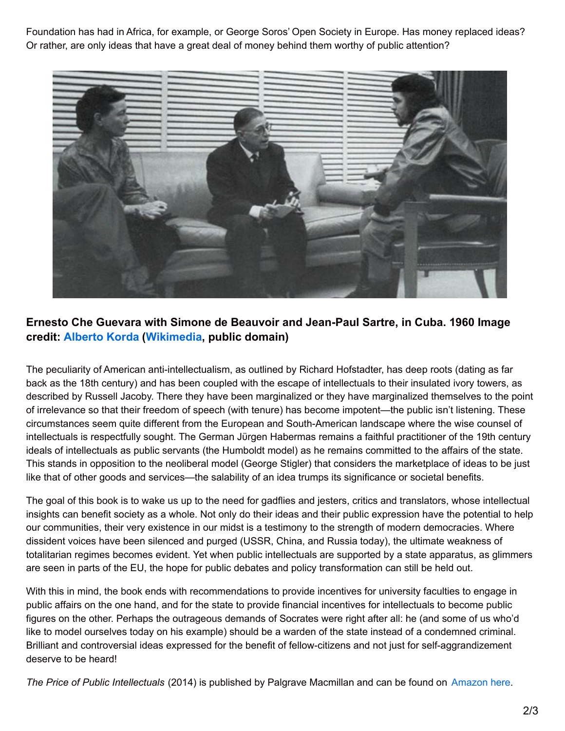Foundation has had in Africa, for example, or George Soros' Open Society in Europe. Has money replaced ideas? Or rather, are only ideas that have a great deal of money behind them worthy of public attention?

**Ernesto Che Guevara with Simone de Beauvoir and Jean-Paul Sartre, in Cuba. 1960 Image credit: Alberto Korda (Wikimedia, public domain)**

The peculiarity of American anti-intellectualism, as outlined by Richard Hofstadter, has deep roots (dating as far back as the 18th century) and has been coupled with the escape of intellectuals to their insulated ivory towers, as described by Russell Jacoby. There they have been marginalized or they have marginalized themselves to the point of irrelevance so that their freedom of speech (with tenure) has become impotent—the public isn't listening. These circumstances seem quite different from the European and South-American landscape where the wise counsel of intellectuals is respectfully sought. The German Jürgen Habermas remains a faithful practitioner of the 19th century ideals of intellectuals as public servants (the Humboldt model) as he remains committed to the affairs of the state. This stands in opposition to the neoliberal model (George Stigler) that considers the marketplace of ideas to be just like that of other goods and services—the salability of an idea trumps its significance or societal benefits.

The goal of this book is to wake us up to the need for gadflies and jesters, critics and translators, whose intellectual insights can benefit society as a whole. Not only do their ideas and their public expression have the potential to help our communities, their very existence in our midst is a testimony to the strength of modern democracies. Where dissident voices have been silenced and purged (USSR, China, and Russia today), the ultimate weakness of totalitarian regimes becomes evident. Yet when public intellectuals are supported by a state apparatus, as glimmers are seen in parts of the EU, the hope for public debates and policy transformation can still be held out.

With this in mind, the book ends with recommendations to provide incentives for university faculties to engage in public affairs on the one hand, and for the state to provide financial incentives for intellectuals to become public figures on the other. Perhaps the outrageous demands of Socrates were right after all: he (and some of us who'd like to model ourselves today on his example) should be a warden of the state instead of a condemned criminal. Brilliant and controversial ideas expressed for the benefit of fellow-citizens and not just for self-aggrandizement deserve to be heard!

*The Price of Public Intellectuals* (2014) is published by Palgrave Macmillan and can be found on Amazon here.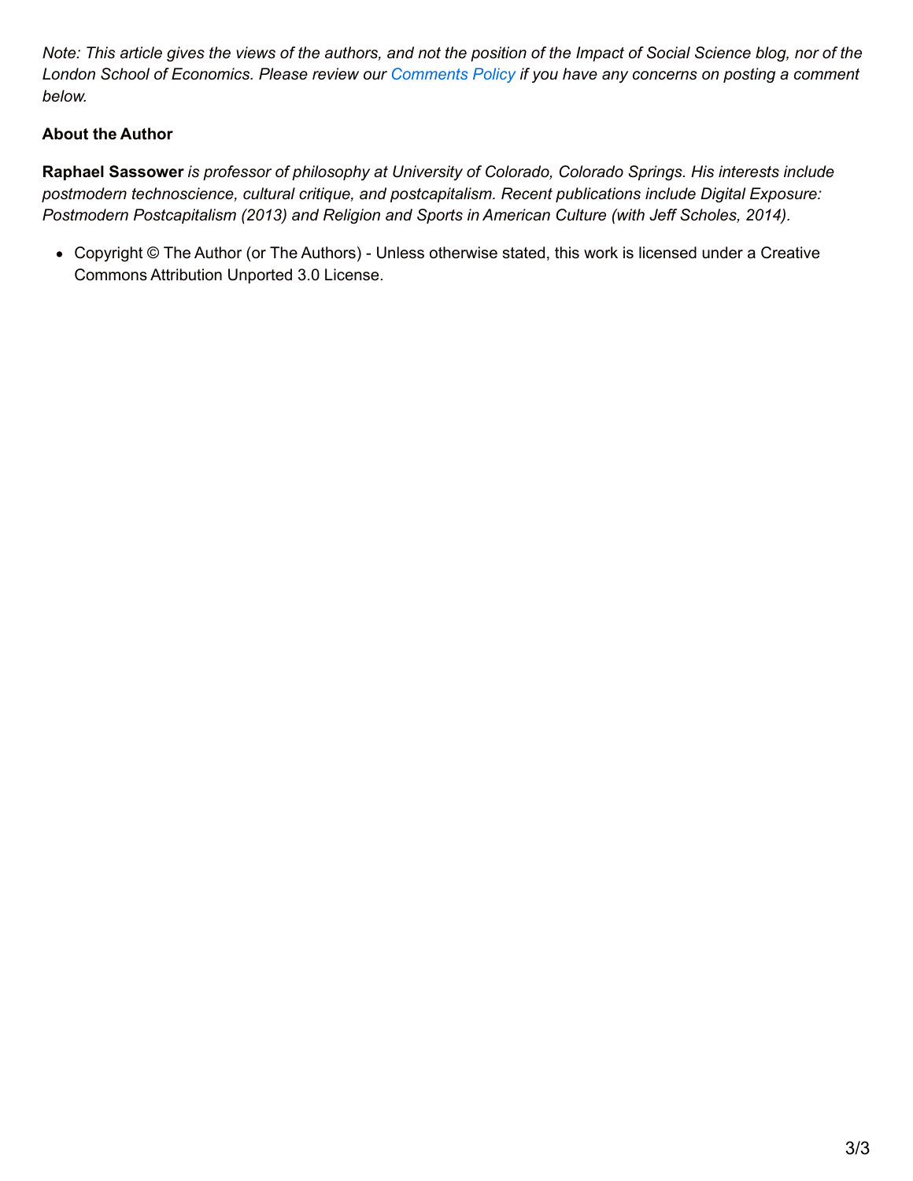*Note: This article gives the views of the authors, and not the position of the Impact of Social Science blog, nor of the London School of Economics. Please review our Comments Policy if you have any concerns on posting a comment below.*

**About the Author**

**Raphael Sassower** *is professor of philosophy at University of Colorado, Colorado Springs. His interests include postmodern technoscience, cultural critique, and postcapitalism. Recent publications include Digital Exposure: Postmodern Postcapitalism (2013) and Religion and Sports in American Culture (with Jeff Scholes, 2014).*

- Copyright © The Author (or The Authors) - Unless otherwise stated, this work is licensed under a Creative Commons Attribution Unported 3.0 License.